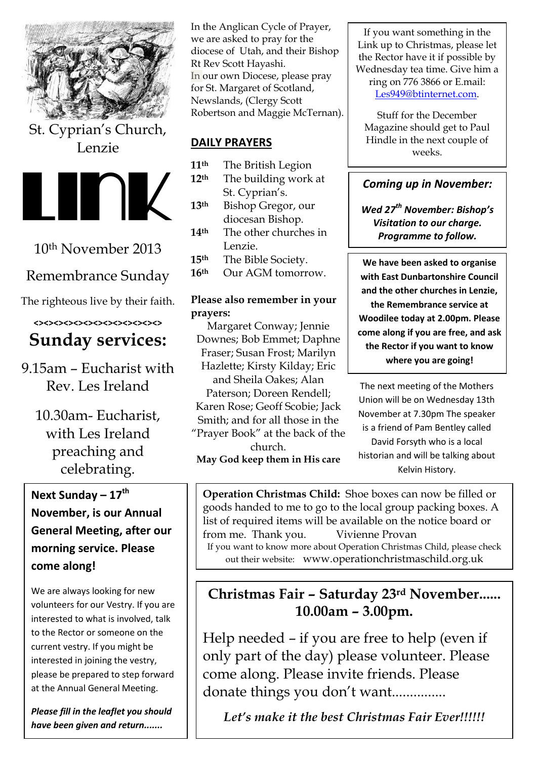St. Cyprian's Church, Lenzie

# LINK

10th November 2013

Remembrance Sunday

The righteous live by their faith.

<><><><><><><><><><><><>

## Sunday services:

9.15am – Eucharist with Rev. Les Ireland

10.30am- Eucharist, with Les Ireland preaching and celebrating.

**Next Sunday – 17th November, is our Annual General Meeting, after our morning service. Please come along!**

We are always looking for new volunteers for our Vestry. If you are interested to what is involved, talk to the Rector or someone on the current vestry. If you might be interested in joining the vestry, please be prepared to step forward at the Annual General Meeting.

***Please fill in the leaflet you should have been given and return.......***

In the Anglican Cycle of Prayer, we are asked to pray for the diocese of Utah, and their Bishop Rt Rev Scott Hayashi.
In our own Diocese, please pray for St. Margaret of Scotland, Newslands, (Clergy Scott Robertson and Maggie McTernan).

## DAILY PRAYERS

**11th** The British Legion
**12th** The building work at St. Cyprian's.
**13th** Bishop Gregor, our diocesan Bishop.
**14th** The other churches in Lenzie.
**15th** The Bible Society.
**16th** Our AGM tomorrow.

**Please also remember in your prayers:**
Margaret Conway; Jennie Downes; Bob Emmet; Daphne Fraser; Susan Frost; Marilyn Hazlette; Kirsty Kilday; Eric and Sheila Oakes; Alan Paterson; Doreen Rendell; Karen Rose; Geoff Scobie; Jack Smith; and for all those in the "Prayer Book" at the back of the church.
**May God keep them in His care**

If you want something in the Link up to Christmas, please let the Rector have it if possible by Wednesday tea time. Give him a ring on 776 3866 or E.mail: Les949@btinternet.com.

Stuff for the December Magazine should get to Paul Hindle in the next couple of weeks.

***Coming up in November:***

***Wed 27th November: Bishop's Visitation to our charge. Programme to follow.***

**We have been asked to organise with East Dunbartonshire Council and the other churches in Lenzie, the Remembrance service at Woodilee today at 2.00pm. Please come along if you are free, and ask the Rector if you want to know where you are going!**

The next meeting of the Mothers Union will be on Wednesday 13th November at 7.30pm The speaker is a friend of Pam Bentley called David Forsyth who is a local historian and will be talking about Kelvin History.

**Operation Christmas Child:** Shoe boxes can now be filled or goods handed to me to go to the local group packing boxes. A list of required items will be available on the notice board or from me. Thank you. Vivienne Provan
If you want to know more about Operation Christmas Child, please check out their website: www.operationchristmaschild.org.uk

## Christmas Fair – Saturday 23rd November...... 10.00am – 3.00pm.

Help needed – if you are free to help (even if only part of the day) please volunteer. Please come along. Please invite friends. Please donate things you don't want...............

*Let's make it the best Christmas Fair Ever!!!!!!*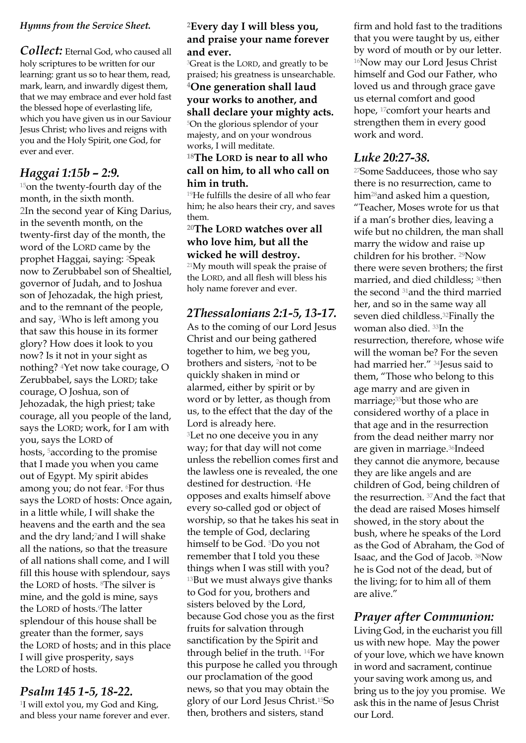*Hymns from the Service Sheet.*

***Collect:*** Eternal God, who caused all holy scriptures to be written for our learning: grant us so to hear them, read, mark, learn, and inwardly digest them, that we may embrace and ever hold fast the blessed hope of everlasting life, which you have given us in our Saviour Jesus Christ; who lives and reigns with you and the Holy Spirit, one God, for ever and ever.

## *Haggai 1:15b – 2:9.*

15on the twenty-fourth day of the month, in the sixth month.
2In the second year of King Darius, in the seventh month, on the twenty-first day of the month, the word of the LORD came by the prophet Haggai, saying: 2Speak now to Zerubbabel son of Shealtiel, governor of Judah, and to Joshua son of Jehozadak, the high priest, and to the remnant of the people, and say, 3Who is left among you that saw this house in its former glory? How does it look to you now? Is it not in your sight as nothing? 4Yet now take courage, O Zerubbabel, says the LORD; take courage, O Joshua, son of Jehozadak, the high priest; take courage, all you people of the land, says the LORD; work, for I am with you, says the LORD of hosts, 5according to the promise that I made you when you came out of Egypt. My spirit abides among you; do not fear. 6For thus says the LORD of hosts: Once again, in a little while, I will shake the heavens and the earth and the sea and the dry land;7and I will shake all the nations, so that the treasure of all nations shall come, and I will fill this house with splendour, says the LORD of hosts. 8The silver is mine, and the gold is mine, says the LORD of hosts.9The latter splendour of this house shall be greater than the former, says the LORD of hosts; and in this place I will give prosperity, says the LORD of hosts.

## *Psalm 145 1-5, 18-22.*

1I will extol you, my God and King, and bless your name forever and ever.
**2Every day I will bless you, and praise your name forever and ever.**
3Great is the LORD, and greatly to be praised; his greatness is unsearchable.
**4One generation shall laud your works to another, and shall declare your mighty acts.**
5On the glorious splendor of your majesty, and on your wondrous works, I will meditate.
**18The LORD is near to all who call on him, to all who call on him in truth.**
19He fulfills the desire of all who fear him; he also hears their cry, and saves them.
**20The LORD watches over all who love him, but all the wicked he will destroy.**
21My mouth will speak the praise of the LORD, and all flesh will bless his holy name forever and ever.

## *2Thessalonians 2:1-5, 13-17.*

As to the coming of our Lord Jesus Christ and our being gathered together to him, we beg you, brothers and sisters, 2not to be quickly shaken in mind or alarmed, either by spirit or by word or by letter, as though from us, to the effect that the day of the Lord is already here.
3Let no one deceive you in any way; for that day will not come unless the rebellion comes first and the lawless one is revealed, the one destined for destruction. 4He opposes and exalts himself above every so-called god or object of worship, so that he takes his seat in the temple of God, declaring himself to be God. 5Do you not remember that I told you these things when I was still with you?
13But we must always give thanks to God for you, brothers and sisters beloved by the Lord, because God chose you as the first fruits for salvation through sanctification by the Spirit and through belief in the truth. 14For this purpose he called you through our proclamation of the good news, so that you may obtain the glory of our Lord Jesus Christ.15So then, brothers and sisters, stand firm and hold fast to the traditions that you were taught by us, either by word of mouth or by our letter.
16Now may our Lord Jesus Christ himself and God our Father, who loved us and through grace gave us eternal comfort and good hope, 17comfort your hearts and strengthen them in every good work and word.

## *Luke 20:27-38.*

27Some Sadducees, those who say there is no resurrection, came to him28and asked him a question, "Teacher, Moses wrote for us that if a man's brother dies, leaving a wife but no children, the man shall marry the widow and raise up children for his brother. 29Now there were seven brothers; the first married, and died childless; 30then the second 31and the third married her, and so in the same way all seven died childless.32Finally the woman also died. 33In the resurrection, therefore, whose wife will the woman be? For the seven had married her." 34Jesus said to them, "Those who belong to this age marry and are given in marriage;35but those who are considered worthy of a place in that age and in the resurrection from the dead neither marry nor are given in marriage.36Indeed they cannot die anymore, because they are like angels and are children of God, being children of the resurrection. 37And the fact that the dead are raised Moses himself showed, in the story about the bush, where he speaks of the Lord as the God of Abraham, the God of Isaac, and the God of Jacob. 38Now he is God not of the dead, but of the living; for to him all of them are alive."

## *Prayer after Communion:*

Living God, in the eucharist you fill us with new hope. May the power of your love, which we have known in word and sacrament, continue your saving work among us, and bring us to the joy you promise. We ask this in the name of Jesus Christ our Lord.